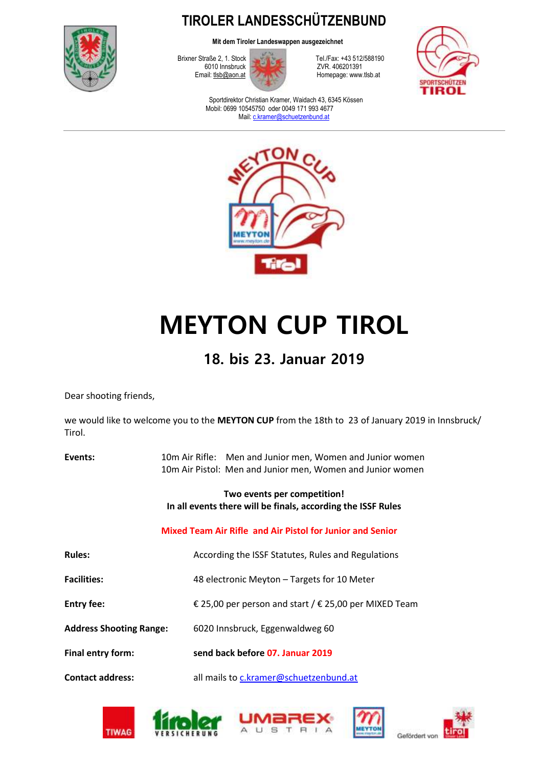# TIROLER LANDESSCHÜTZENBUND

**Mit dem Tiroler Landeswappen ausgezeichnet**

Brixner Straße 2, 1. Stock
6010 Innsbruck
Email: tlsb@aon.at

Tel./Fax: +43 512/588190
ZVR. 406201391
Homepage: www.tlsb.at

Sportdirektor Christian Kramer, Waidach 43, 6345 Kössen
Mobil: 0699 10545750 oder 0049 171 993 4677
Mail: c.kramer@schuetzenbund.at

---

# MEYTON CUP TIROL

## 18. bis 23. Januar 2019

Dear shooting friends,

we would like to welcome you to the **MEYTON CUP** from the 18th to 23 of January 2019 in Innsbruck/ Tirol.

**Events:** 10m Air Rifle: Men and Junior men, Women and Junior women
10m Air Pistol: Men and Junior men, Women and Junior women

**Two events per competition!**
**In all events there will be finals, according the ISSF Rules**

**Mixed Team Air Rifle and Air Pistol for Junior and Senior**

**Rules:** According the ISSF Statutes, Rules and Regulations

**Facilities:** 48 electronic Meyton – Targets for 10 Meter

**Entry fee:** € 25,00 per person and start / € 25,00 per MIXED Team

**Address Shooting Range:** 6020 Innsbruck, Eggenwaldweg 60

**Final entry form:** **send back before 07. Januar 2019**

**Contact address:** all mails to c.kramer@schuetzenbund.at

Gefördert von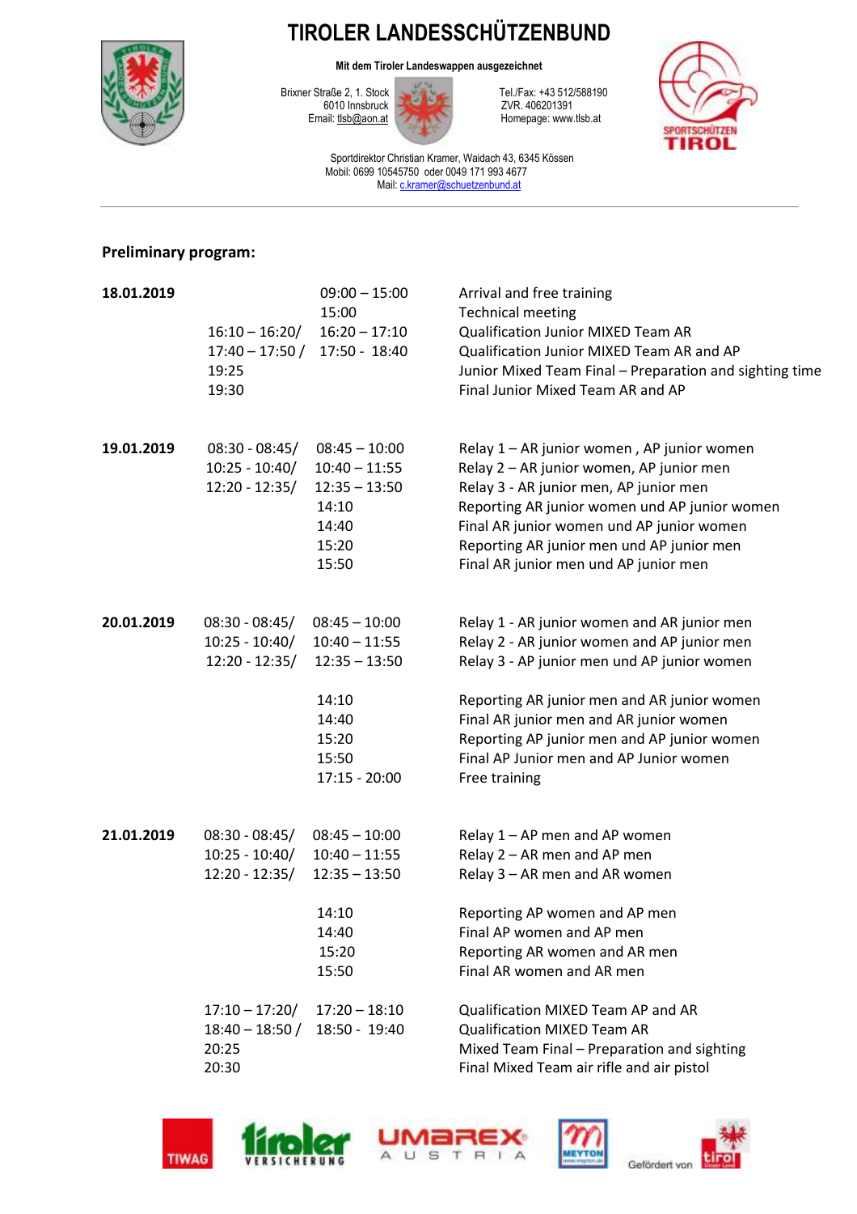# TIROLER LANDESSCHÜTZENBUND

**Mit dem Tiroler Landeswappen ausgezeichnet**

Brixner Straße 2, 1. Stock
6010 Innsbruck
Email: tlsb@aon.at

Tel./Fax: +43 512/588190
ZVR. 406201391
Homepage: www.tlsb.at

Sportdirektor Christian Kramer, Waidach 43, 6345 Kössen
Mobil: 0699 10545750 oder 0049 171 993 4677
Mail: c.kramer@schuetzenbund.at

---

**Preliminary program:**

| Date | | | |
|---|---|---|---|
| **18.01.2019** | | 09:00 – 15:00 | Arrival and free training |
| | | 15:00 | Technical meeting |
| | 16:10 – 16:20/ | 16:20 – 17:10 | Qualification Junior MIXED Team AR |
| | 17:40 – 17:50 / | 17:50 - 18:40 | Qualification Junior MIXED Team AR and AP |
| | 19:25 | | Junior Mixed Team Final – Preparation and sighting time |
| | 19:30 | | Final Junior Mixed Team AR and AP |
| **19.01.2019** | 08:30 - 08:45/ | 08:45 – 10:00 | Relay 1 – AR junior women , AP junior women |
| | 10:25 - 10:40/ | 10:40 – 11:55 | Relay 2 – AR junior women, AP junior men |
| | 12:20 - 12:35/ | 12:35 – 13:50 | Relay 3 - AR junior men, AP junior men |
| | | 14:10 | Reporting AR junior women und AP junior women |
| | | 14:40 | Final AR junior women und AP junior women |
| | | 15:20 | Reporting AR junior men und AP junior men |
| | | 15:50 | Final AR junior men und AP junior men |
| **20.01.2019** | 08:30 - 08:45/ | 08:45 – 10:00 | Relay 1 - AR junior women and AR junior men |
| | 10:25 - 10:40/ | 10:40 – 11:55 | Relay 2 - AR junior women and AP junior men |
| | 12:20 - 12:35/ | 12:35 – 13:50 | Relay 3 - AP junior men und AP junior women |
| | | 14:10 | Reporting AR junior men and AR junior women |
| | | 14:40 | Final AR junior men and AR junior women |
| | | 15:20 | Reporting AP junior men and AP junior women |
| | | 15:50 | Final AP Junior men and AP Junior women |
| | | 17:15 - 20:00 | Free training |
| **21.01.2019** | 08:30 - 08:45/ | 08:45 – 10:00 | Relay 1 – AP men and AP women |
| | 10:25 - 10:40/ | 10:40 – 11:55 | Relay 2 – AR men and AP men |
| | 12:20 - 12:35/ | 12:35 – 13:50 | Relay 3 – AR men and AR women |
| | | 14:10 | Reporting AP women and AP men |
| | | 14:40 | Final AP women and AP men |
| | | 15:20 | Reporting AR women and AR men |
| | | 15:50 | Final AR women and AR men |
| | 17:10 – 17:20/ | 17:20 – 18:10 | Qualification MIXED Team AP and AR |
| | 18:40 – 18:50 / | 18:50 - 19:40 | Qualification MIXED Team AR |
| | 20:25 | | Mixed Team Final – Preparation and sighting |
| | 20:30 | | Final Mixed Team air rifle and air pistol |

Gefördert von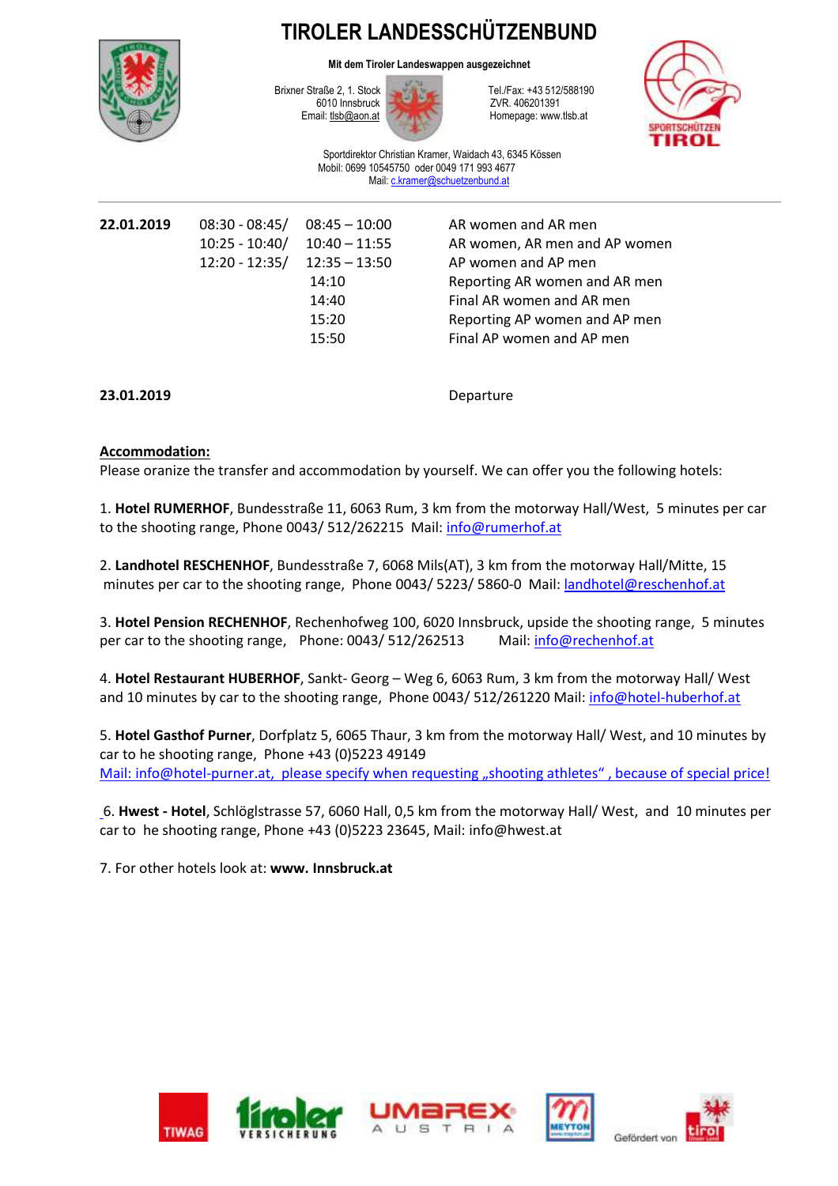# TIROLER LANDESSCHÜTZENBUND

**Mit dem Tiroler Landeswappen ausgezeichnet**

Brixner Straße 2, 1. Stock
6010 Innsbruck
Email: tlsb@aon.at

Tel./Fax: +43 512/588190
ZVR. 406201391
Homepage: www.tlsb.at

Sportdirektor Christian Kramer, Waidach 43, 6345 Kössen
Mobil: 0699 10545750 oder 0049 171 993 4677
Mail: c.kramer@schuetzenbund.at

---

| | | | |
|---|---|---|---|
| **22.01.2019** | 08:30 - 08:45/ | 08:45 – 10:00 | AR women and AR men |
| | 10:25 - 10:40/ | 10:40 – 11:55 | AR women, AR men and AP women |
| | 12:20 - 12:35/ | 12:35 – 13:50 | AP women and AP men |
| | | 14:10 | Reporting AR women and AR men |
| | | 14:40 | Final AR women and AR men |
| | | 15:20 | Reporting AP women and AP men |
| | | 15:50 | Final AP women and AP men |
| **23.01.2019** | | | Departure |

**Accommodation:**

Please oranize the transfer and accommodation by yourself. We can offer you the following hotels:

1. **Hotel RUMERHOF**, Bundesstraße 11, 6063 Rum, 3 km from the motorway Hall/West, 5 minutes per car to the shooting range, Phone 0043/ 512/262215 Mail: info@rumerhof.at

2. **Landhotel RESCHENHOF**, Bundesstraße 7, 6068 Mils(AT), 3 km from the motorway Hall/Mitte, 15 minutes per car to the shooting range, Phone 0043/ 5223/ 5860-0 Mail: landhotel@reschenhof.at

3. **Hotel Pension RECHENHOF**, Rechenhofweg 100, 6020 Innsbruck, upside the shooting range, 5 minutes per car to the shooting range, Phone: 0043/ 512/262513 Mail: info@rechenhof.at

4. **Hotel Restaurant HUBERHOF**, Sankt- Georg – Weg 6, 6063 Rum, 3 km from the motorway Hall/ West and 10 minutes by car to the shooting range, Phone 0043/ 512/261220 Mail: info@hotel-huberhof.at

5. **Hotel Gasthof Purner**, Dorfplatz 5, 6065 Thaur, 3 km from the motorway Hall/ West, and 10 minutes by car to he shooting range, Phone +43 (0)5223 49149
Mail: info@hotel-purner.at, please specify when requesting „shooting athletes“ , because of special price!

6. **Hwest - Hotel**, Schlöglstrasse 57, 6060 Hall, 0,5 km from the motorway Hall/ West, and 10 minutes per car to he shooting range, Phone +43 (0)5223 23645, Mail: info@hwest.at

7. For other hotels look at: **www. Innsbruck.at**

TIWAG tiroler VERSICHERUNG UMAREX AUSTRIA MEYTON Gefördert von tirol